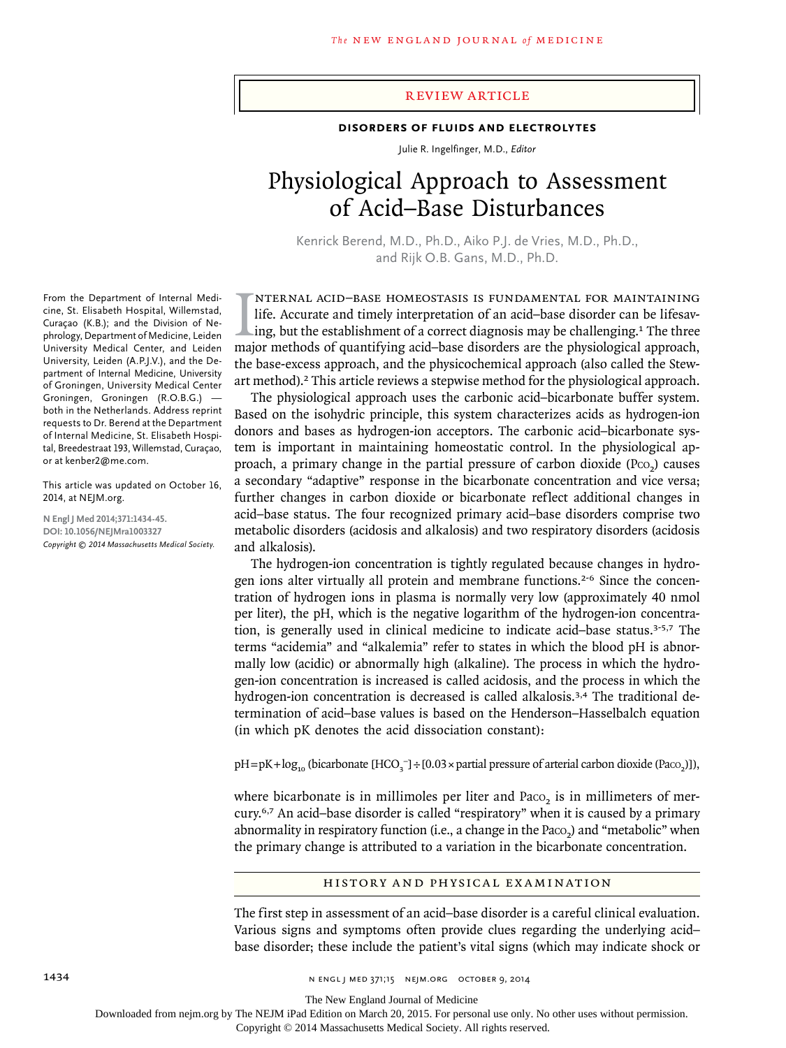REVIEW ARTICLE

**DISORDERS OF FLUIDS AND ELECTROLYTES**

Julie R. Ingelfinger, M.D., *Editor*

# Physiological Approach to Assessment of Acid–Base Disturbances

Kenrick Berend, M.D., Ph.D., Aiko P.J. de Vries, M.D., Ph.D., and Rijk O.B. Gans, M.D., Ph.D.

From the Department of Internal Medicine, St. Elisabeth Hospital, Willemstad, Curaçao (K.B.); and the Division of Nephrology, Department of Medicine, Leiden University Medical Center, and Leiden University, Leiden (A.P.J.V.), and the Department of Internal Medicine, University of Groningen, University Medical Center Groningen, Groningen (R.O.B.G.) — both in the Netherlands. Address reprint requests to Dr. Berend at the Department of Internal Medicine, St. Elisabeth Hospital, Breedestraat 193, Willemstad, Curaçao, or at kenber2@me.com.

This article was updated on October 16, 2014, at NEJM.org.

**N Engl J Med 2014;371:1434-45.**
**DOI: 10.1056/NEJMra1003327**
*Copyright © 2014 Massachusetts Medical Society.*

INTERNAL ACID–BASE HOMEOSTASIS IS FUNDAMENTAL FOR MAINTAINING life. Accurate and timely interpretation of an acid–base disorder can be lifesaving, but the establishment of a correct diagnosis may be challenging.[1] The three major methods of quantifying acid–base disorders are the physiological approach, the base-excess approach, and the physicochemical approach (also called the Stewart method).[2] This article reviews a stepwise method for the physiological approach.

The physiological approach uses the carbonic acid–bicarbonate buffer system. Based on the isohydric principle, this system characterizes acids as hydrogen-ion donors and bases as hydrogen-ion acceptors. The carbonic acid–bicarbonate system is important in maintaining homeostatic control. In the physiological approach, a primary change in the partial pressure of carbon dioxide ($P_{CO_2}$) causes a secondary "adaptive" response in the bicarbonate concentration and vice versa; further changes in carbon dioxide or bicarbonate reflect additional changes in acid–base status. The four recognized primary acid–base disorders comprise two metabolic disorders (acidosis and alkalosis) and two respiratory disorders (acidosis and alkalosis).

The hydrogen-ion concentration is tightly regulated because changes in hydrogen ions alter virtually all protein and membrane functions.[2-6] Since the concentration of hydrogen ions in plasma is normally very low (approximately 40 nmol per liter), the pH, which is the negative logarithm of the hydrogen-ion concentration, is generally used in clinical medicine to indicate acid–base status.[3-5,7] The terms "acidemia" and "alkalemia" refer to states in which the blood pH is abnormally low (acidic) or abnormally high (alkaline). The process in which the hydrogen-ion concentration is increased is called acidosis, and the process in which the hydrogen-ion concentration is decreased is called alkalosis.[3,4] The traditional determination of acid–base values is based on the Henderson–Hasselbalch equation (in which pK denotes the acid dissociation constant):

$$\text{pH} = \text{pK} + \log_{10} (\text{bicarbonate } [\text{HCO}_3^-] \div [0.03 \times \text{partial pressure of arterial carbon dioxide } (\text{Pa}_{\text{CO}_2})]),$$

where bicarbonate is in millimoles per liter and $Pa_{CO_2}$ is in millimeters of mercury.[6,7] An acid–base disorder is called "respiratory" when it is caused by a primary abnormality in respiratory function (i.e., a change in the $Pa_{CO_2}$) and "metabolic" when the primary change is attributed to a variation in the bicarbonate concentration.

## HISTORY AND PHYSICAL EXAMINATION

The first step in assessment of an acid–base disorder is a careful clinical evaluation. Various signs and symptoms often provide clues regarding the underlying acid–base disorder; these include the patient's vital signs (which may indicate shock or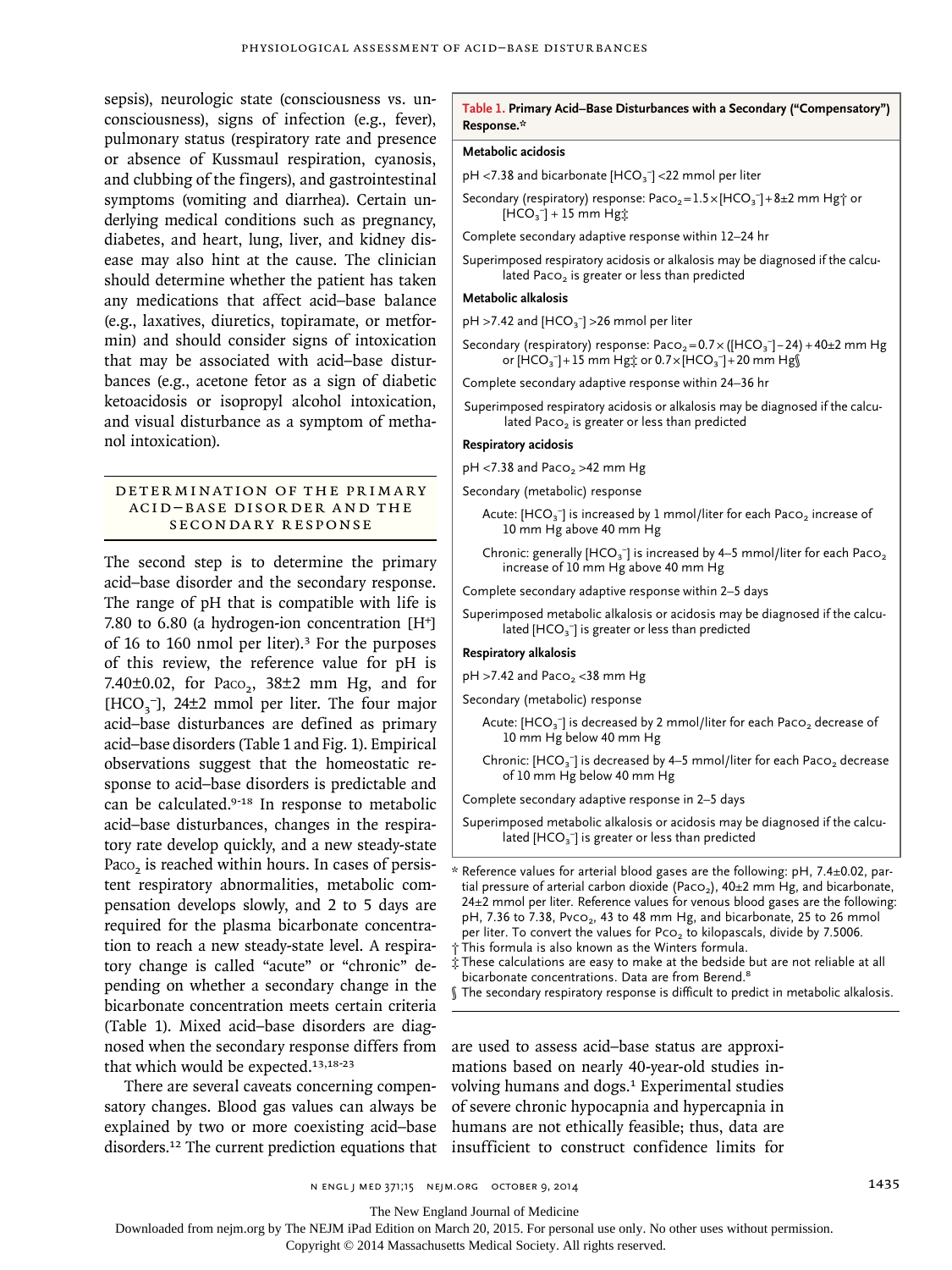sepsis), neurologic state (consciousness vs. unconsciousness), signs of infection (e.g., fever), pulmonary status (respiratory rate and presence or absence of Kussmaul respiration, cyanosis, and clubbing of the fingers), and gastrointestinal symptoms (vomiting and diarrhea). Certain underlying medical conditions such as pregnancy, diabetes, and heart, lung, liver, and kidney disease may also hint at the cause. The clinician should determine whether the patient has taken any medications that affect acid–base balance (e.g., laxatives, diuretics, topiramate, or metformin) and should consider signs of intoxication that may be associated with acid–base disturbances (e.g., acetone fetor as a sign of diabetic ketoacidosis or isopropyl alcohol intoxication, and visual disturbance as a symptom of methanol intoxication).

## DETERMINATION OF THE PRIMARY ACID–BASE DISORDER AND THE SECONDARY RESPONSE

The second step is to determine the primary acid–base disorder and the secondary response. The range of pH that is compatible with life is 7.80 to 6.80 (a hydrogen-ion concentration $[H^+]$ of 16 to 160 nmol per liter).[3] For the purposes of this review, the reference value for pH is 7.40±0.02, for $Pa_{CO_2}$, 38±2 mm Hg, and for $[HCO_3^-]$, 24±2 mmol per liter. The four major acid–base disturbances are defined as primary acid–base disorders (Table 1 and Fig. 1). Empirical observations suggest that the homeostatic response to acid–base disorders is predictable and can be calculated.[9-18] In response to metabolic acid–base disturbances, changes in the respiratory rate develop quickly, and a new steady-state $Pa_{CO_2}$ is reached within hours. In cases of persistent respiratory abnormalities, metabolic compensation develops slowly, and 2 to 5 days are required for the plasma bicarbonate concentration to reach a new steady-state level. A respiratory change is called "acute" or "chronic" depending on whether a secondary change in the bicarbonate concentration meets certain criteria (Table 1). Mixed acid–base disorders are diagnosed when the secondary response differs from that which would be expected.[13,18-23]

There are several caveats concerning compensatory changes. Blood gas values can always be explained by two or more coexisting acid–base disorders.[12] The current prediction equations that are used to assess acid–base status are approximations based on nearly 40-year-old studies involving humans and dogs.[1] Experimental studies of severe chronic hypocapnia and hypercapnia in humans are not ethically feasible; thus, data are insufficient to construct confidence limits for

**Table 1. Primary Acid–Base Disturbances with a Secondary ("Compensatory") Response.***

| |
|---|
| **Metabolic acidosis** |
| pH <7.38 and bicarbonate $[HCO_3^-]$ <22 mmol per liter |
| Secondary (respiratory) response: $Pa_{CO_2} = 1.5 \times [HCO_3^-] + 8 \pm 2$ mm Hg† or $[HCO_3^-] + 15$ mm Hg‡ |
| Complete secondary adaptive response within 12–24 hr |
| Superimposed respiratory acidosis or alkalosis may be diagnosed if the calculated $Pa_{CO_2}$ is greater or less than predicted |
| **Metabolic alkalosis** |
| pH >7.42 and $[HCO_3^-]$ >26 mmol per liter |
| Secondary (respiratory) response: $Pa_{CO_2} = 0.7 \times ([HCO_3^-] - 24) + 40 \pm 2$ mm Hg or $[HCO_3^-] + 15$ mm Hg‡ or $0.7 \times [HCO_3^-] + 20$ mm Hg§ |
| Complete secondary adaptive response within 24–36 hr |
| Superimposed respiratory acidosis or alkalosis may be diagnosed if the calculated $Pa_{CO_2}$ is greater or less than predicted |
| **Respiratory acidosis** |
| pH <7.38 and $Pa_{CO_2}$ >42 mm Hg |
| Secondary (metabolic) response |
| Acute: $[HCO_3^-]$ is increased by 1 mmol/liter for each $Pa_{CO_2}$ increase of 10 mm Hg above 40 mm Hg |
| Chronic: generally $[HCO_3^-]$ is increased by 4–5 mmol/liter for each $Pa_{CO_2}$ increase of 10 mm Hg above 40 mm Hg |
| Complete secondary adaptive response within 2–5 days |
| Superimposed metabolic alkalosis or acidosis may be diagnosed if the calculated $[HCO_3^-]$ is greater or less than predicted |
| **Respiratory alkalosis** |
| pH >7.42 and $Pa_{CO_2}$ <38 mm Hg |
| Secondary (metabolic) response |
| Acute: $[HCO_3^-]$ is decreased by 2 mmol/liter for each $Pa_{CO_2}$ decrease of 10 mm Hg below 40 mm Hg |
| Chronic: $[HCO_3^-]$ is decreased by 4–5 mmol/liter for each $Pa_{CO_2}$ decrease of 10 mm Hg below 40 mm Hg |
| Complete secondary adaptive response in 2–5 days |
| Superimposed metabolic alkalosis or acidosis may be diagnosed if the calculated $[HCO_3^-]$ is greater or less than predicted |

\* Reference values for arterial blood gases are the following: pH, 7.4±0.02, partial pressure of arterial carbon dioxide ($Pa_{CO_2}$), 40±2 mm Hg, and bicarbonate, 24±2 mmol per liter. Reference values for venous blood gases are the following: pH, 7.36 to 7.38, $Pv_{CO_2}$, 43 to 48 mm Hg, and bicarbonate, 25 to 26 mmol per liter. To convert the values for $P_{CO_2}$ to kilopascals, divide by 7.5006.

† This formula is also known as the Winters formula.

‡ These calculations are easy to make at the bedside but are not reliable at all bicarbonate concentrations. Data are from Berend.[8]

§ The secondary respiratory response is difficult to predict in metabolic alkalosis.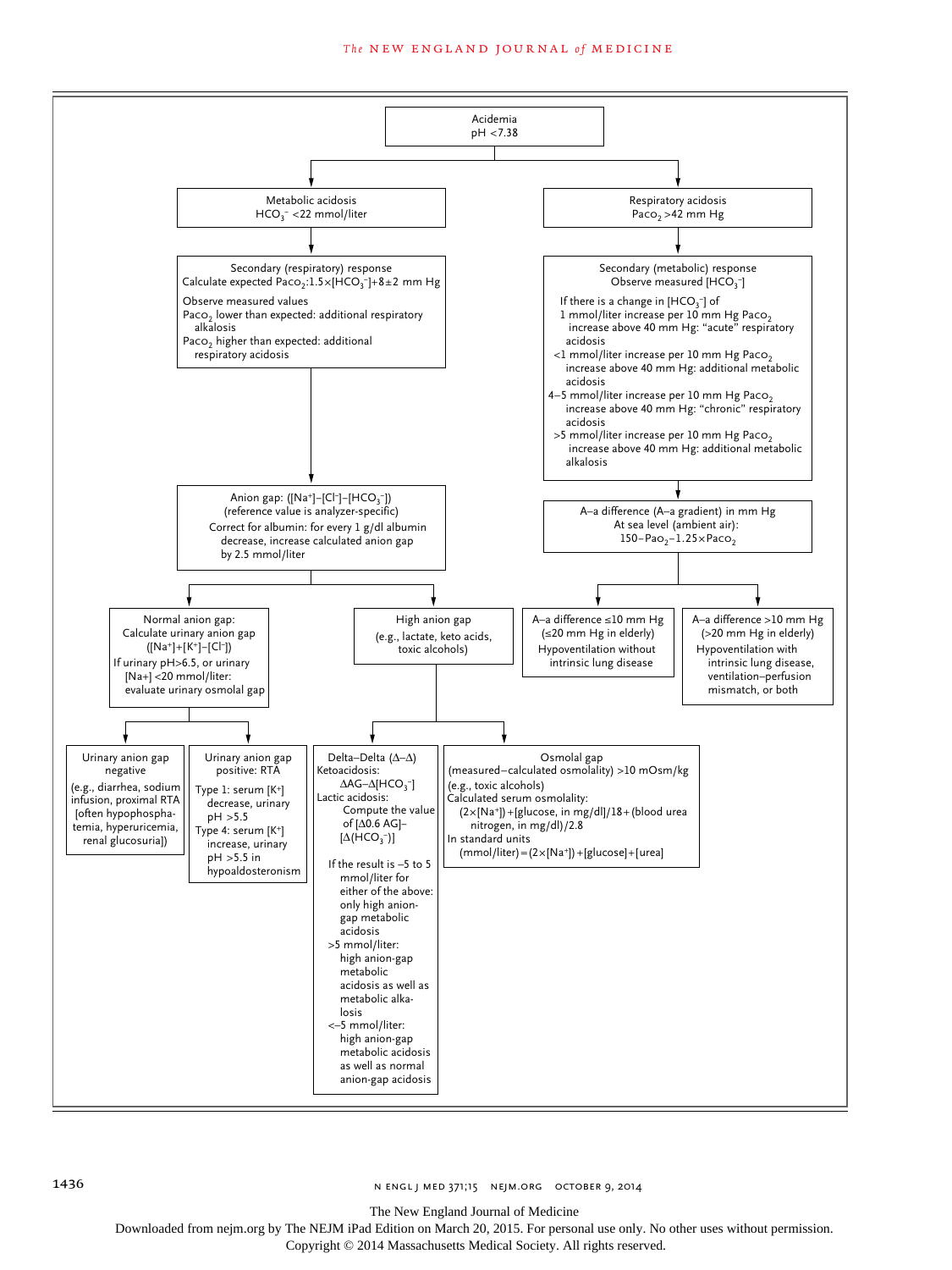**Acidemia**
pH <7.38

---

**Metabolic acidosis**
$HCO_3^-$ <22 mmol/liter

**Secondary (respiratory) response**
Calculate expected $Paco_2$: $1.5\times[HCO_3^-]+8\pm2$ mm Hg

Observe measured values
- $Paco_2$ lower than expected: additional respiratory alkalosis
- $Paco_2$ higher than expected: additional respiratory acidosis

**Anion gap:** $([Na^+]-[Cl^-]-[HCO_3^-])$
(reference value is analyzer-specific)
Correct for albumin: for every 1 g/dl albumin decrease, increase calculated anion gap by 2.5 mmol/liter

**Normal anion gap:**
Calculate urinary anion gap $([Na^+]+[K^+]-[Cl^-])$
If urinary pH>6.5, or urinary [Na+] <20 mmol/liter: evaluate urinary osmolal gap

- **Urinary anion gap negative**
  (e.g., diarrhea, sodium infusion, proximal RTA [often hypophosphatemia, hyperuricemia, renal glucosuria])
- **Urinary anion gap positive: RTA**
  - Type 1: serum [$K^+$] decrease, urinary pH >5.5
  - Type 4: serum [$K^+$] increase, urinary pH >5.5 in hypoaldosteronism

**High anion gap**
(e.g., lactate, keto acids, toxic alcohols)

- **Delta–Delta (Δ–Δ)**
  - Ketoacidosis: $\Delta AG-\Delta[HCO_3^-]$
  - Lactic acidosis: Compute the value of $[\Delta 0.6\ AG]-[\Delta(HCO_3^-)]$

  If the result is –5 to 5 mmol/liter for either of the above: only high anion-gap metabolic acidosis
  - >5 mmol/liter: high anion-gap metabolic acidosis as well as metabolic alkalosis
  - <–5 mmol/liter: high anion-gap metabolic acidosis as well as normal anion-gap acidosis
- **Osmolal gap**
  (measured−calculated osmolality) >10 mOsm/kg
  (e.g., toxic alcohols)
  Calculated serum osmolality:
  $(2\times[Na^+])+[\text{glucose, in mg/dl}]/18+(\text{blood urea nitrogen, in mg/dl})/2.8$
  In standard units
  $(\text{mmol/liter})=(2\times[Na^+])+[\text{glucose}]+[\text{urea}]$

---

**Respiratory acidosis**
$Paco_2$ >42 mm Hg

**Secondary (metabolic) response**
Observe measured [$HCO_3^-$]

If there is a change in [$HCO_3^-$] of
- 1 mmol/liter increase per 10 mm Hg $Paco_2$ increase above 40 mm Hg: "acute" respiratory acidosis
- <1 mmol/liter increase per 10 mm Hg $Paco_2$ increase above 40 mm Hg: additional metabolic acidosis
- 4–5 mmol/liter increase per 10 mm Hg $Paco_2$ increase above 40 mm Hg: "chronic" respiratory acidosis
- >5 mmol/liter increase per 10 mm Hg $Paco_2$ increase above 40 mm Hg: additional metabolic alkalosis

**A–a difference (A–a gradient) in mm Hg**
At sea level (ambient air):
$150-Pao_2-1.25\times Paco_2$

- **A–a difference ≤10 mm Hg** (≤20 mm Hg in elderly)
  Hypoventilation without intrinsic lung disease
- **A–a difference >10 mm Hg** (>20 mm Hg in elderly)
  Hypoventilation with intrinsic lung disease, ventilation–perfusion mismatch, or both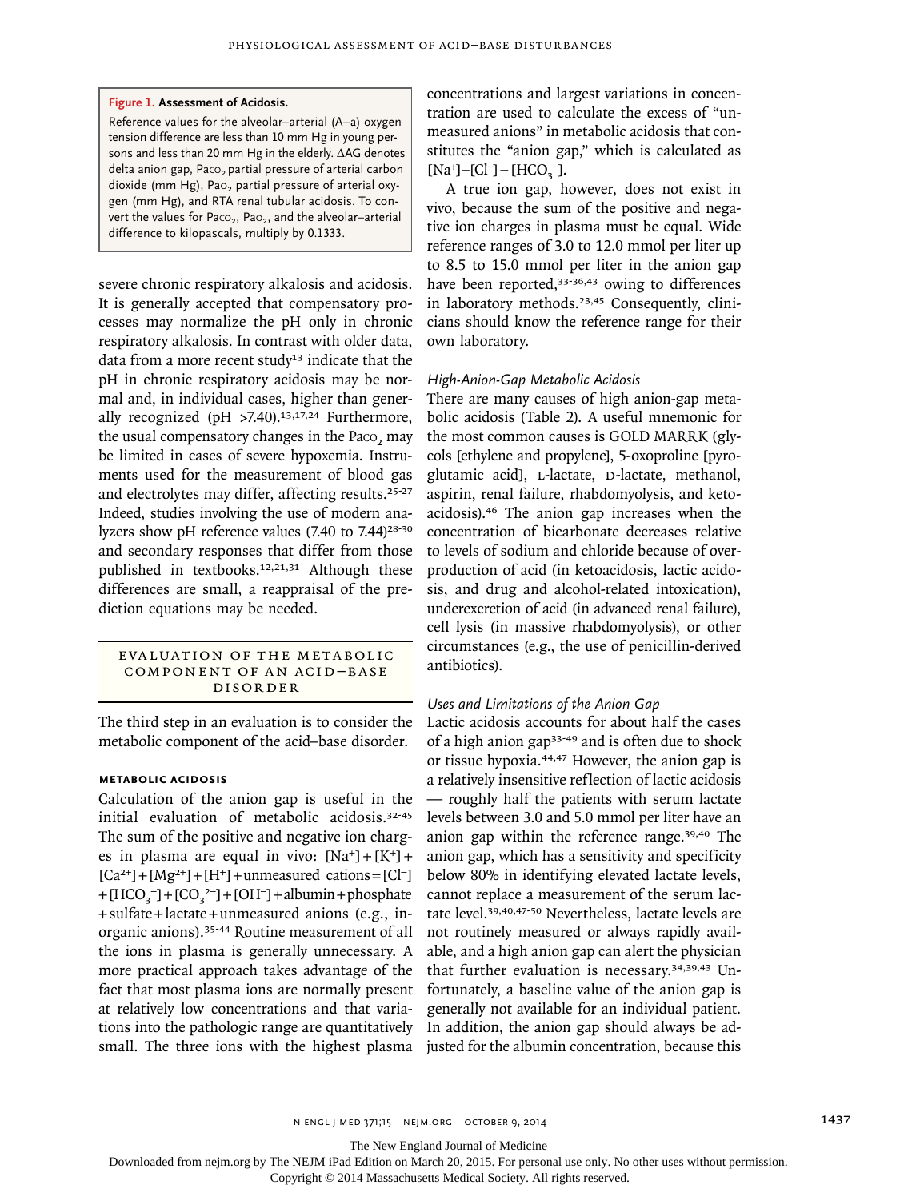**Figure 1. Assessment of Acidosis.**

Reference values for the alveolar–arterial (A–a) oxygen tension difference are less than 10 mm Hg in young persons and less than 20 mm Hg in the elderly. ΔAG denotes delta anion gap, $Pa_{CO_2}$ partial pressure of arterial carbon dioxide (mm Hg), $Pa_{O_2}$ partial pressure of arterial oxygen (mm Hg), and RTA renal tubular acidosis. To convert the values for $Pa_{CO_2}$, $Pa_{O_2}$, and the alveolar–arterial difference to kilopascals, multiply by 0.1333.

severe chronic respiratory alkalosis and acidosis. It is generally accepted that compensatory processes may normalize the pH only in chronic respiratory alkalosis. In contrast with older data, data from a more recent study[13] indicate that the pH in chronic respiratory acidosis may be normal and, in individual cases, higher than generally recognized (pH >7.40).[13,17,24] Furthermore, the usual compensatory changes in the $Pa_{CO_2}$ may be limited in cases of severe hypoxemia. Instruments used for the measurement of blood gas and electrolytes may differ, affecting results.[25-27] Indeed, studies involving the use of modern analyzers show pH reference values (7.40 to 7.44)[28-30] and secondary responses that differ from those published in textbooks.[12,21,31] Although these differences are small, a reappraisal of the prediction equations may be needed.

## Evaluation of the Metabolic Component of an Acid–Base Disorder

The third step in an evaluation is to consider the metabolic component of the acid–base disorder.

### Metabolic Acidosis

Calculation of the anion gap is useful in the initial evaluation of metabolic acidosis.[32-45] The sum of the positive and negative ion charges in plasma are equal in vivo: $[Na^+] + [K^+] + [Ca^{2+}] + [Mg^{2+}] + [H^+]$ + unmeasured cations = $[Cl^-] + [HCO_3^-] + [CO_3^{2-}] + [OH^-]$ + albumin + phosphate + sulfate + lactate + unmeasured anions (e.g., inorganic anions).[35-44] Routine measurement of all the ions in plasma is generally unnecessary. A more practical approach takes advantage of the fact that most plasma ions are normally present at relatively low concentrations and that variations into the pathologic range are quantitatively small. The three ions with the highest plasma concentrations and largest variations in concentration are used to calculate the excess of "unmeasured anions" in metabolic acidosis that constitutes the "anion gap," which is calculated as $[Na^+]-[Cl^-]-[HCO_3^-]$.

A true ion gap, however, does not exist in vivo, because the sum of the positive and negative ion charges in plasma must be equal. Wide reference ranges of 3.0 to 12.0 mmol per liter up to 8.5 to 15.0 mmol per liter in the anion gap have been reported,[33-36,43] owing to differences in laboratory methods.[23,45] Consequently, clinicians should know the reference range for their own laboratory.

#### *High-Anion-Gap Metabolic Acidosis*

There are many causes of high anion-gap metabolic acidosis (Table 2). A useful mnemonic for the most common causes is GOLD MARRK (glycols [ethylene and propylene], 5-oxoproline [pyroglutamic acid], L-lactate, D-lactate, methanol, aspirin, renal failure, rhabdomyolysis, and ketoacidosis).[46] The anion gap increases when the concentration of bicarbonate decreases relative to levels of sodium and chloride because of overproduction of acid (in ketoacidosis, lactic acidosis, and drug and alcohol-related intoxication), underexcretion of acid (in advanced renal failure), cell lysis (in massive rhabdomyolysis), or other circumstances (e.g., the use of penicillin-derived antibiotics).

#### *Uses and Limitations of the Anion Gap*

Lactic acidosis accounts for about half the cases of a high anion gap[33-49] and is often due to shock or tissue hypoxia.[44,47] However, the anion gap is a relatively insensitive reflection of lactic acidosis — roughly half the patients with serum lactate levels between 3.0 and 5.0 mmol per liter have an anion gap within the reference range.[39,40] The anion gap, which has a sensitivity and specificity below 80% in identifying elevated lactate levels, cannot replace a measurement of the serum lactate level.[39,40,47-50] Nevertheless, lactate levels are not routinely measured or always rapidly available, and a high anion gap can alert the physician that further evaluation is necessary.[34,39,43] Unfortunately, a baseline value of the anion gap is generally not available for an individual patient. In addition, the anion gap should always be adjusted for the albumin concentration, because this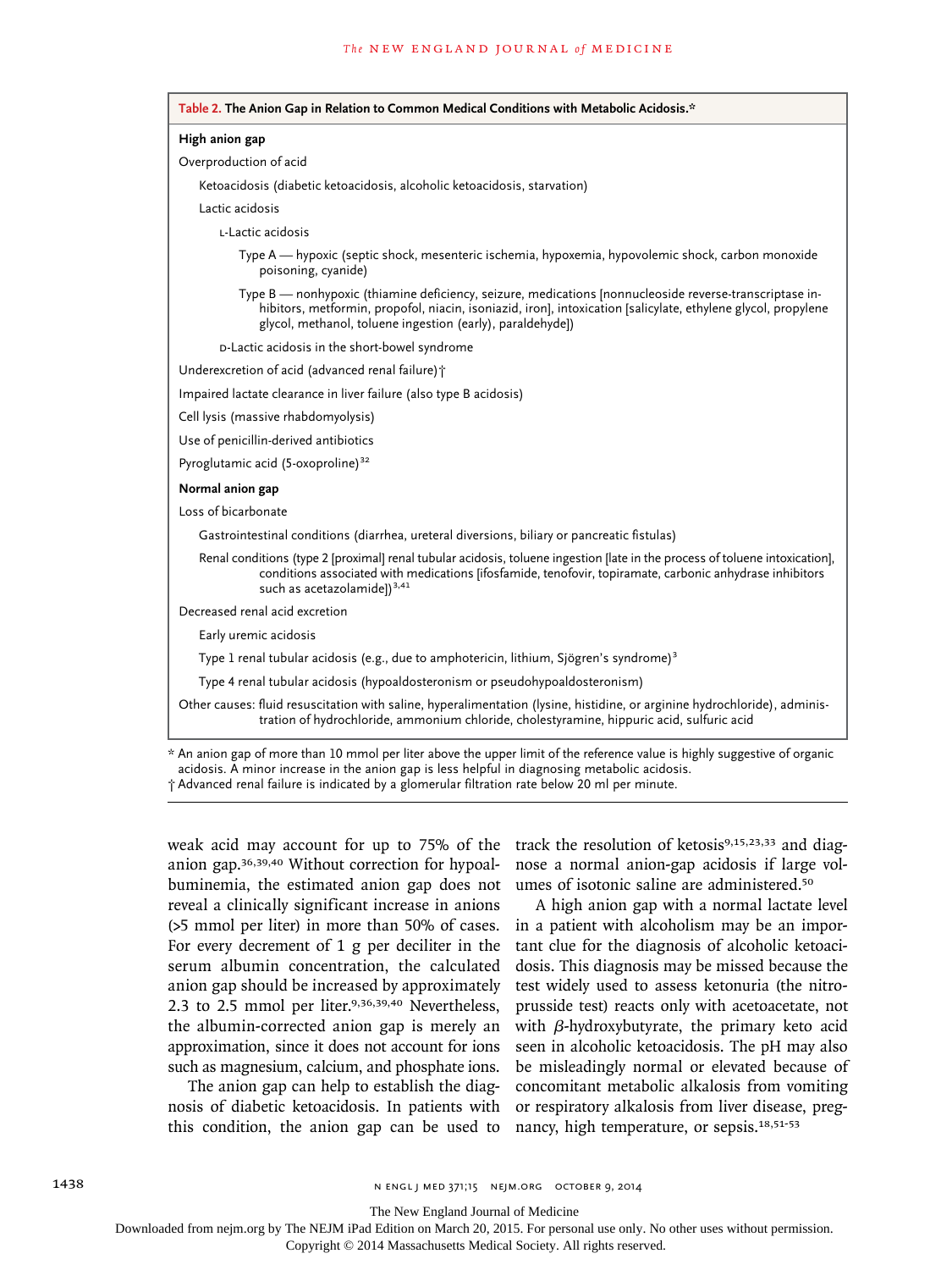**Table 2. The Anion Gap in Relation to Common Medical Conditions with Metabolic Acidosis.***

**High anion gap**

Overproduction of acid

- Ketoacidosis (diabetic ketoacidosis, alcoholic ketoacidosis, starvation)
- Lactic acidosis
  - L-Lactic acidosis
    - Type A — hypoxic (septic shock, mesenteric ischemia, hypoxemia, hypovolemic shock, carbon monoxide poisoning, cyanide)
    - Type B — nonhypoxic (thiamine deficiency, seizure, medications [nonnucleoside reverse-transcriptase inhibitors, metformin, propofol, niacin, isoniazid, iron], intoxication [salicylate, ethylene glycol, propylene glycol, methanol, toluene ingestion (early), paraldehyde])
  - D-Lactic acidosis in the short-bowel syndrome

Underexcretion of acid (advanced renal failure)†

Impaired lactate clearance in liver failure (also type B acidosis)

Cell lysis (massive rhabdomyolysis)

Use of penicillin-derived antibiotics

Pyroglutamic acid (5-oxoproline)[32]

**Normal anion gap**

Loss of bicarbonate

- Gastrointestinal conditions (diarrhea, ureteral diversions, biliary or pancreatic fistulas)
- Renal conditions (type 2 [proximal] renal tubular acidosis, toluene ingestion [late in the process of toluene intoxication], conditions associated with medications [ifosfamide, tenofovir, topiramate, carbonic anhydrase inhibitors such as acetazolamide])[3,41]

Decreased renal acid excretion

- Early uremic acidosis
- Type 1 renal tubular acidosis (e.g., due to amphotericin, lithium, Sjögren's syndrome)[3]
- Type 4 renal tubular acidosis (hypoaldosteronism or pseudohypoaldosteronism)

Other causes: fluid resuscitation with saline, hyperalimentation (lysine, histidine, or arginine hydrochloride), administration of hydrochloride, ammonium chloride, cholestyramine, hippuric acid, sulfuric acid

\* An anion gap of more than 10 mmol per liter above the upper limit of the reference value is highly suggestive of organic acidosis. A minor increase in the anion gap is less helpful in diagnosing metabolic acidosis.

† Advanced renal failure is indicated by a glomerular filtration rate below 20 ml per minute.

weak acid may account for up to 75% of the anion gap.[36,39,40] Without correction for hypoalbuminemia, the estimated anion gap does not reveal a clinically significant increase in anions (>5 mmol per liter) in more than 50% of cases. For every decrement of 1 g per deciliter in the serum albumin concentration, the calculated anion gap should be increased by approximately 2.3 to 2.5 mmol per liter.[9,36,39,40] Nevertheless, the albumin-corrected anion gap is merely an approximation, since it does not account for ions such as magnesium, calcium, and phosphate ions.

The anion gap can help to establish the diagnosis of diabetic ketoacidosis. In patients with this condition, the anion gap can be used to track the resolution of ketosis[9,15,23,33] and diagnose a normal anion-gap acidosis if large volumes of isotonic saline are administered.[50]

A high anion gap with a normal lactate level in a patient with alcoholism may be an important clue for the diagnosis of alcoholic ketoacidosis. This diagnosis may be missed because the test widely used to assess ketonuria (the nitroprusside test) reacts only with acetoacetate, not with $\beta$-hydroxybutyrate, the primary keto acid seen in alcoholic ketoacidosis. The pH may also be misleadingly normal or elevated because of concomitant metabolic alkalosis from vomiting or respiratory alkalosis from liver disease, pregnancy, high temperature, or sepsis.[18,51-53]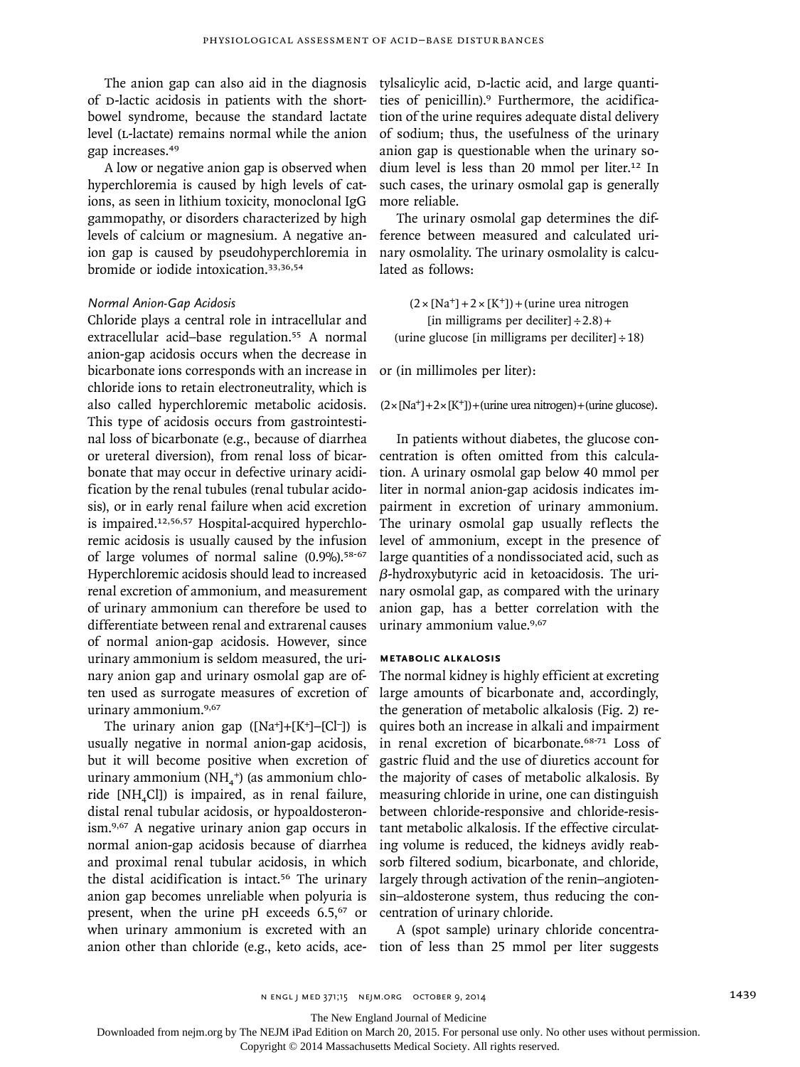The anion gap can also aid in the diagnosis of D-lactic acidosis in patients with the short-bowel syndrome, because the standard lactate level (L-lactate) remains normal while the anion gap increases.[49]

A low or negative anion gap is observed when hyperchloremia is caused by high levels of cations, as seen in lithium toxicity, monoclonal IgG gammopathy, or disorders characterized by high levels of calcium or magnesium. A negative anion gap is caused by pseudohyperchloremia in bromide or iodide intoxication.[33,36,54]

### *Normal Anion-Gap Acidosis*

Chloride plays a central role in intracellular and extracellular acid–base regulation.[55] A normal anion-gap acidosis occurs when the decrease in bicarbonate ions corresponds with an increase in chloride ions to retain electroneutrality, which is also called hyperchloremic metabolic acidosis. This type of acidosis occurs from gastrointestinal loss of bicarbonate (e.g., because of diarrhea or ureteral diversion), from renal loss of bicarbonate that may occur in defective urinary acidification by the renal tubules (renal tubular acidosis), or in early renal failure when acid excretion is impaired.[12,56,57] Hospital-acquired hyperchloremic acidosis is usually caused by the infusion of large volumes of normal saline (0.9%).[58-67] Hyperchloremic acidosis should lead to increased renal excretion of ammonium, and measurement of urinary ammonium can therefore be used to differentiate between renal and extrarenal causes of normal anion-gap acidosis. However, since urinary ammonium is seldom measured, the urinary anion gap and urinary osmolal gap are often used as surrogate measures of excretion of urinary ammonium.[9,67]

The urinary anion gap ($[Na^+]+[K^+]-[Cl^-]$) is usually negative in normal anion-gap acidosis, but it will become positive when excretion of urinary ammonium ($NH_4^+$) (as ammonium chloride [$NH_4Cl$]) is impaired, as in renal failure, distal renal tubular acidosis, or hypoaldosteronism.[9,67] A negative urinary anion gap occurs in normal anion-gap acidosis because of diarrhea and proximal renal tubular acidosis, in which the distal acidification is intact.[56] The urinary anion gap becomes unreliable when polyuria is present, when the urine pH exceeds 6.5,[67] or when urinary ammonium is excreted with an anion other than chloride (e.g., keto acids, acetylsalicylic acid, D-lactic acid, and large quantities of penicillin).[9] Furthermore, the acidification of the urine requires adequate distal delivery of sodium; thus, the usefulness of the urinary anion gap is questionable when the urinary sodium level is less than 20 mmol per liter.[12] In such cases, the urinary osmolal gap is generally more reliable.

The urinary osmolal gap determines the difference between measured and calculated urinary osmolality. The urinary osmolality is calculated as follows:

$$(2 \times [Na^+] + 2 \times [K^+]) + (\text{urine urea nitrogen [in milligrams per deciliter]} \div 2.8) + (\text{urine glucose [in milligrams per deciliter]} \div 18)$$

or (in millimoles per liter):

$$(2 \times [Na^+] + 2 \times [K^+]) + (\text{urine urea nitrogen}) + (\text{urine glucose}).$$

In patients without diabetes, the glucose concentration is often omitted from this calculation. A urinary osmolal gap below 40 mmol per liter in normal anion-gap acidosis indicates impairment in excretion of urinary ammonium. The urinary osmolal gap usually reflects the level of ammonium, except in the presence of large quantities of a nondissociated acid, such as $\beta$-hydroxybutyric acid in ketoacidosis. The urinary osmolal gap, as compared with the urinary anion gap, has a better correlation with the urinary ammonium value.[9,67]

## METABOLIC ALKALOSIS

The normal kidney is highly efficient at excreting large amounts of bicarbonate and, accordingly, the generation of metabolic alkalosis (Fig. 2) requires both an increase in alkali and impairment in renal excretion of bicarbonate.[68-71] Loss of gastric fluid and the use of diuretics account for the majority of cases of metabolic alkalosis. By measuring chloride in urine, one can distinguish between chloride-responsive and chloride-resistant metabolic alkalosis. If the effective circulating volume is reduced, the kidneys avidly reabsorb filtered sodium, bicarbonate, and chloride, largely through activation of the renin–angiotensin–aldosterone system, thus reducing the concentration of urinary chloride.

A (spot sample) urinary chloride concentration of less than 25 mmol per liter suggests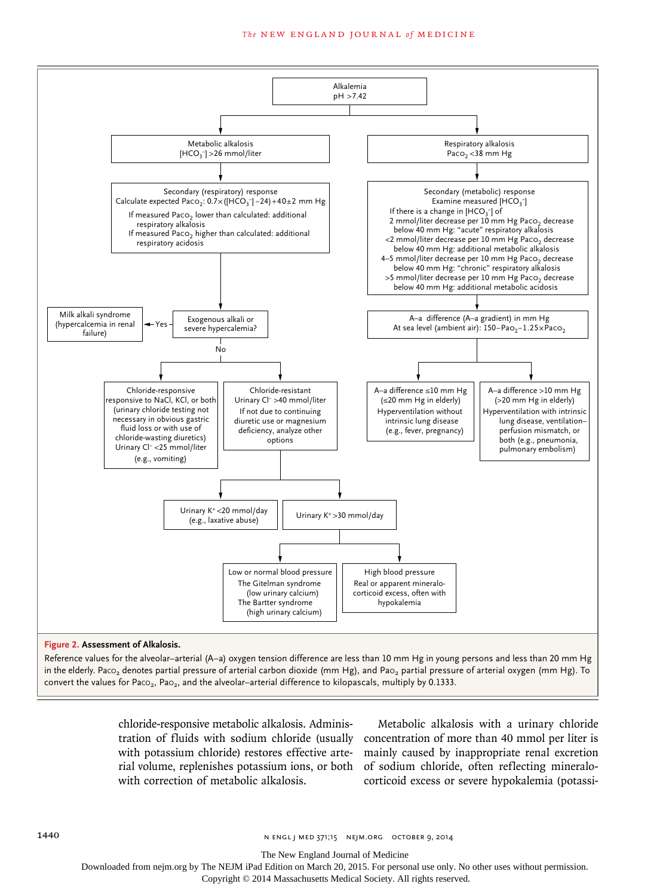Alkalemia
pH >7.42

**Metabolic alkalosis**
$[HCO_3^-]$ >26 mmol/liter

Secondary (respiratory) response
Calculate expected $Paco_2$: $0.7\times([HCO_3^-]-24)+40\pm2$ mm Hg
If measured $Paco_2$ lower than calculated: additional respiratory alkalosis
If measured $Paco_2$ higher than calculated: additional respiratory acidosis

Exogenous alkali or severe hypercalcemia?
- Yes → Milk alkali syndrome (hypercalcemia in renal failure)
- No →
  - Chloride-responsive: responsive to NaCl, KCl, or both (urinary chloride testing not necessary in obvious gastric fluid loss or with use of chloride-wasting diuretics); Urinary $Cl^-$ <25 mmol/liter (e.g., vomiting)
  - Chloride-resistant: Urinary $Cl^-$ >40 mmol/liter. If not due to continuing diuretic use or magnesium deficiency, analyze other options
    - Urinary $K^+$ <20 mmol/day (e.g., laxative abuse)
    - Urinary $K^+$ >30 mmol/day
      - Low or normal blood pressure: The Gitelman syndrome (low urinary calcium); The Bartter syndrome (high urinary calcium)
      - High blood pressure: Real or apparent mineralocorticoid excess, often with hypokalemia

**Respiratory alkalosis**
$Paco_2$ <38 mm Hg

Secondary (metabolic) response
Examine measured $[HCO_3^-]$
If there is a change in $[HCO_3^-]$ of
- 2 mmol/liter decrease per 10 mm Hg $Paco_2$ decrease below 40 mm Hg: "acute" respiratory alkalosis
- <2 mmol/liter decrease per 10 mm Hg $Paco_2$ decrease below 40 mm Hg: additional metabolic alkalosis
- 4–5 mmol/liter decrease per 10 mm Hg $Paco_2$ decrease below 40 mm Hg: "chronic" respiratory alkalosis
- >5 mmol/liter decrease per 10 mm Hg $Paco_2$ decrease below 40 mm Hg: additional metabolic acidosis

A–a difference (A–a gradient) in mm Hg
At sea level (ambient air): $150-Pao_2-1.25\times Paco_2$
- A–a difference ≤10 mm Hg (≤20 mm Hg in elderly): Hyperventilation without intrinsic lung disease (e.g., fever, pregnancy)
- A–a difference >10 mm Hg (>20 mm Hg in elderly): Hyperventilation with intrinsic lung disease, ventilation–perfusion mismatch, or both (e.g., pneumonia, pulmonary embolism)

**Figure 2. Assessment of Alkalosis.**

Reference values for the alveolar–arterial (A–a) oxygen tension difference are less than 10 mm Hg in young persons and less than 20 mm Hg in the elderly. $Paco_2$ denotes partial pressure of arterial carbon dioxide (mm Hg), and $Pao_2$ partial pressure of arterial oxygen (mm Hg). To convert the values for $Paco_2$, $Pao_2$, and the alveolar–arterial difference to kilopascals, multiply by 0.1333.

chloride-responsive metabolic alkalosis. Administration of fluids with sodium chloride (usually with potassium chloride) restores effective arterial volume, replenishes potassium ions, or both with correction of metabolic alkalosis.

Metabolic alkalosis with a urinary chloride concentration of more than 40 mmol per liter is mainly caused by inappropriate renal excretion of sodium chloride, often reflecting mineralocorticoid excess or severe hypokalemia (potassi-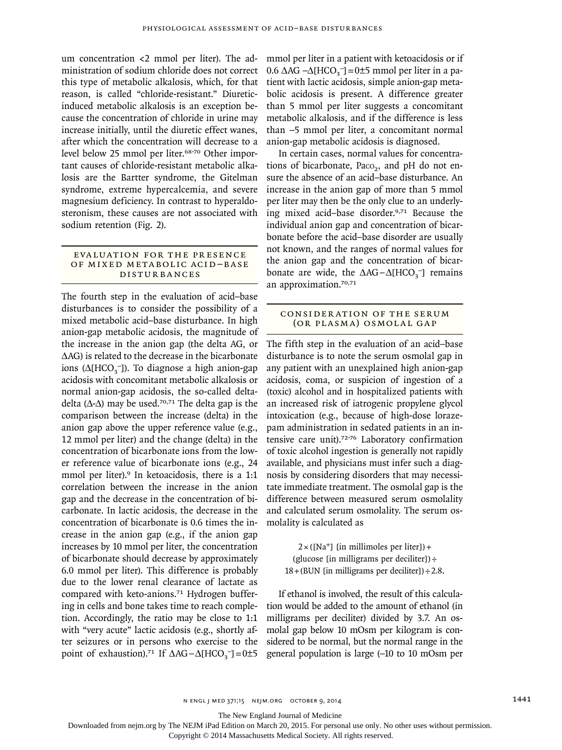um concentration <2 mmol per liter). The administration of sodium chloride does not correct this type of metabolic alkalosis, which, for that reason, is called "chloride-resistant." Diuretic-induced metabolic alkalosis is an exception because the concentration of chloride in urine may increase initially, until the diuretic effect wanes, after which the concentration will decrease to a level below 25 mmol per liter.[68-70] Other important causes of chloride-resistant metabolic alkalosis are the Bartter syndrome, the Gitelman syndrome, extreme hypercalcemia, and severe magnesium deficiency. In contrast to hyperaldosteronism, these causes are not associated with sodium retention (Fig. 2).

## Evaluation for the Presence of Mixed Metabolic Acid–Base Disturbances

The fourth step in the evaluation of acid–base disturbances is to consider the possibility of a mixed metabolic acid–base disturbance. In high anion-gap metabolic acidosis, the magnitude of the increase in the anion gap (the delta AG, or ΔAG) is related to the decrease in the bicarbonate ions ($\Delta[HCO_3^-]$). To diagnose a high anion-gap acidosis with concomitant metabolic alkalosis or normal anion-gap acidosis, the so-called delta-delta (Δ-Δ) may be used.[70,71] The delta gap is the comparison between the increase (delta) in the anion gap above the upper reference value (e.g., 12 mmol per liter) and the change (delta) in the concentration of bicarbonate ions from the lower reference value of bicarbonate ions (e.g., 24 mmol per liter).[9] In ketoacidosis, there is a 1:1 correlation between the increase in the anion gap and the decrease in the concentration of bicarbonate. In lactic acidosis, the decrease in the concentration of bicarbonate is 0.6 times the increase in the anion gap (e.g., if the anion gap increases by 10 mmol per liter, the concentration of bicarbonate should decrease by approximately 6.0 mmol per liter). This difference is probably due to the lower renal clearance of lactate as compared with keto-anions.[71] Hydrogen buffering in cells and bone takes time to reach completion. Accordingly, the ratio may be close to 1:1 with "very acute" lactic acidosis (e.g., shortly after seizures or in persons who exercise to the point of exhaustion).[71] If $\Delta AG - \Delta[HCO_3^-] = 0 \pm 5$ mmol per liter in a patient with ketoacidosis or if $0.6\ \Delta AG - \Delta[HCO_3^-] = 0 \pm 5$ mmol per liter in a patient with lactic acidosis, simple anion-gap metabolic acidosis is present. A difference greater than 5 mmol per liter suggests a concomitant metabolic alkalosis, and if the difference is less than −5 mmol per liter, a concomitant normal anion-gap metabolic acidosis is diagnosed.

In certain cases, normal values for concentrations of bicarbonate, $Pa_{CO_2}$, and pH do not ensure the absence of an acid–base disturbance. An increase in the anion gap of more than 5 mmol per liter may then be the only clue to an underlying mixed acid–base disorder.[9,71] Because the individual anion gap and concentration of bicarbonate before the acid–base disorder are usually not known, and the ranges of normal values for the anion gap and the concentration of bicarbonate are wide, the $\Delta AG - \Delta[HCO_3^-]$ remains an approximation.[70,71]

## Consideration of the Serum (or Plasma) Osmolal Gap

The fifth step in the evaluation of an acid–base disturbance is to note the serum osmolal gap in any patient with an unexplained high anion-gap acidosis, coma, or suspicion of ingestion of a (toxic) alcohol and in hospitalized patients with an increased risk of iatrogenic propylene glycol intoxication (e.g., because of high-dose lorazepam administration in sedated patients in an intensive care unit).[72-76] Laboratory confirmation of toxic alcohol ingestion is generally not rapidly available, and physicians must infer such a diagnosis by considering disorders that may necessitate immediate treatment. The osmolal gap is the difference between measured serum osmolality and calculated serum osmolality. The serum osmolality is calculated as

$$2 \times ([Na^+]\ [\text{in millimoles per liter}]) + (\text{glucose}\ [\text{in milligrams per deciliter}]) \div 18 + (\text{BUN}\ [\text{in milligrams per deciliter}]) \div 2.8.$$

If ethanol is involved, the result of this calculation would be added to the amount of ethanol (in milligrams per deciliter) divided by 3.7. An osmolal gap below 10 mOsm per kilogram is considered to be normal, but the normal range in the general population is large (−10 to 10 mOsm per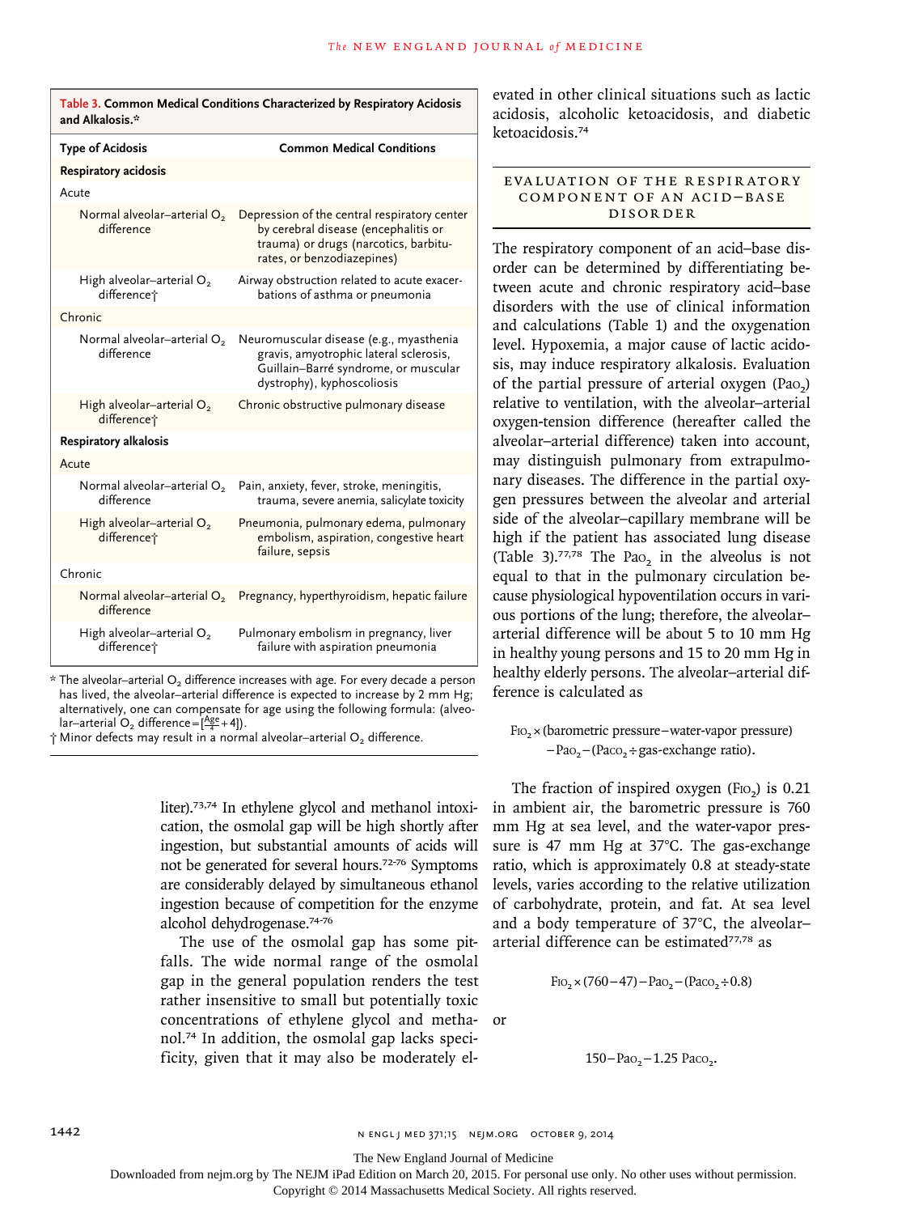**Table 3. Common Medical Conditions Characterized by Respiratory Acidosis and Alkalosis.***

| Type of Acidosis | Common Medical Conditions |
|---|---|
| **Respiratory acidosis** | |
| Acute | |
| Normal alveolar–arterial $O_2$ difference | Depression of the central respiratory center by cerebral disease (encephalitis or trauma) or drugs (narcotics, barbiturates, or benzodiazepines) |
| High alveolar–arterial $O_2$ difference† | Airway obstruction related to acute exacerbations of asthma or pneumonia |
| Chronic | |
| Normal alveolar–arterial $O_2$ difference | Neuromuscular disease (e.g., myasthenia gravis, amyotrophic lateral sclerosis, Guillain–Barré syndrome, or muscular dystrophy), kyphoscoliosis |
| High alveolar–arterial $O_2$ difference† | Chronic obstructive pulmonary disease |
| **Respiratory alkalosis** | |
| Acute | |
| Normal alveolar–arterial $O_2$ difference | Pain, anxiety, fever, stroke, meningitis, trauma, severe anemia, salicylate toxicity |
| High alveolar–arterial $O_2$ difference† | Pneumonia, pulmonary edema, pulmonary embolism, aspiration, congestive heart failure, sepsis |
| Chronic | |
| Normal alveolar–arterial $O_2$ difference | Pregnancy, hyperthyroidism, hepatic failure |
| High alveolar–arterial $O_2$ difference† | Pulmonary embolism in pregnancy, liver failure with aspiration pneumonia |

\* The alveolar–arterial $O_2$ difference increases with age. For every decade a person has lived, the alveolar–arterial difference is expected to increase by 2 mm Hg; alternatively, one can compensate for age using the following formula: (alveolar–arterial $O_2$ difference $= [\frac{Age}{4} + 4]$).

† Minor defects may result in a normal alveolar–arterial $O_2$ difference.

liter).[73,74] In ethylene glycol and methanol intoxication, the osmolal gap will be high shortly after ingestion, but substantial amounts of acids will not be generated for several hours.[72-76] Symptoms are considerably delayed by simultaneous ethanol ingestion because of competition for the enzyme alcohol dehydrogenase.[74-76]

The use of the osmolal gap has some pitfalls. The wide normal range of the osmolal gap in the general population renders the test rather insensitive to small but potentially toxic concentrations of ethylene glycol and methanol.[74] In addition, the osmolal gap lacks specificity, given that it may also be moderately elevated in other clinical situations such as lactic acidosis, alcoholic ketoacidosis, and diabetic ketoacidosis.[74]

## EVALUATION OF THE RESPIRATORY COMPONENT OF AN ACID–BASE DISORDER

The respiratory component of an acid–base disorder can be determined by differentiating between acute and chronic respiratory acid–base disorders with the use of clinical information and calculations (Table 1) and the oxygenation level. Hypoxemia, a major cause of lactic acidosis, may induce respiratory alkalosis. Evaluation of the partial pressure of arterial oxygen ($Pa_{O_2}$) relative to ventilation, with the alveolar–arterial oxygen-tension difference (hereafter called the alveolar–arterial difference) taken into account, may distinguish pulmonary from extrapulmonary diseases. The difference in the partial oxygen pressures between the alveolar and arterial side of the alveolar–capillary membrane will be high if the patient has associated lung disease (Table 3).[77,78] The $Pa_{O_2}$ in the alveolus is not equal to that in the pulmonary circulation because physiological hypoventilation occurs in various portions of the lung; therefore, the alveolar–arterial difference will be about 5 to 10 mm Hg in healthy young persons and 15 to 20 mm Hg in healthy elderly persons. The alveolar–arterial difference is calculated as

$$F_{IO_2} \times (\text{barometric pressure} - \text{water-vapor pressure}) - Pa_{O_2} - (Pa_{CO_2} \div \text{gas-exchange ratio}).$$

The fraction of inspired oxygen ($F_{IO_2}$) is 0.21 in ambient air, the barometric pressure is 760 mm Hg at sea level, and the water-vapor pressure is 47 mm Hg at 37°C. The gas-exchange ratio, which is approximately 0.8 at steady-state levels, varies according to the relative utilization of carbohydrate, protein, and fat. At sea level and a body temperature of 37°C, the alveolar–arterial difference can be estimated[77,78] as

$$F_{IO_2} \times (760 - 47) - Pa_{O_2} - (Pa_{CO_2} \div 0.8)$$

or

$$150 - Pa_{O_2} - 1.25\ Pa_{CO_2}.$$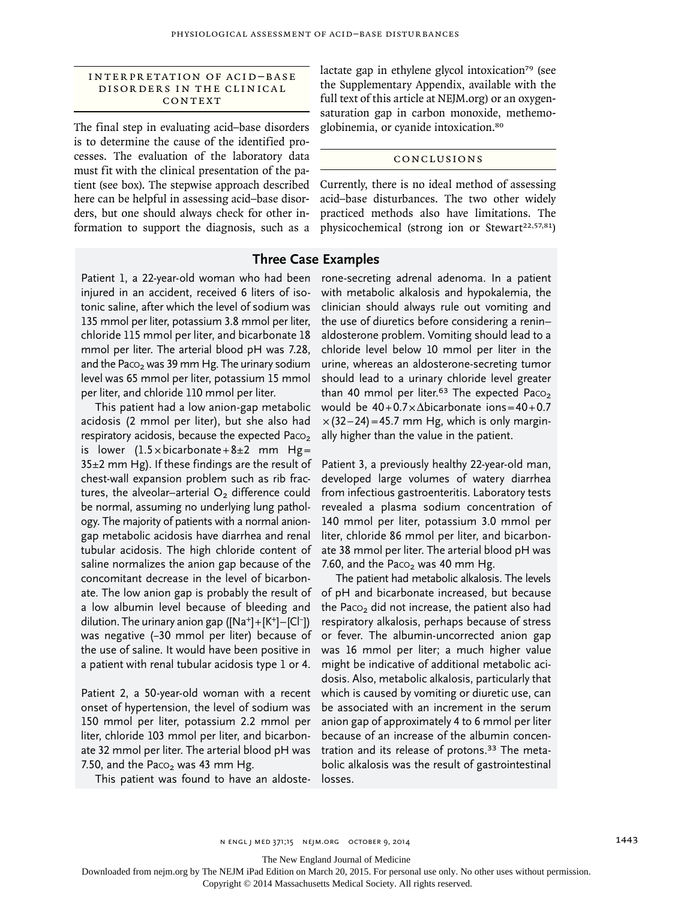## Interpretation of Acid–Base Disorders in the Clinical Context

The final step in evaluating acid–base disorders is to determine the cause of the identified processes. The evaluation of the laboratory data must fit with the clinical presentation of the patient (see box). The stepwise approach described here can be helpful in assessing acid–base disorders, but one should always check for other information to support the diagnosis, such as a lactate gap in ethylene glycol intoxication[79] (see the Supplementary Appendix, available with the full text of this article at NEJM.org) or an oxygen-saturation gap in carbon monoxide, methemoglobinemia, or cyanide intoxication.[80]

## Conclusions

Currently, there is no ideal method of assessing acid–base disturbances. The two other widely practiced methods also have limitations. The physicochemical (strong ion or Stewart[22,57,81])

### Three Case Examples

Patient 1, a 22-year-old woman who had been injured in an accident, received 6 liters of isotonic saline, after which the level of sodium was 135 mmol per liter, potassium 3.8 mmol per liter, chloride 115 mmol per liter, and bicarbonate 18 mmol per liter. The arterial blood pH was 7.28, and the $Pa_{CO_2}$ was 39 mm Hg. The urinary sodium level was 65 mmol per liter, potassium 15 mmol per liter, and chloride 110 mmol per liter.

This patient had a low anion-gap metabolic acidosis (2 mmol per liter), but she also had respiratory acidosis, because the expected $Pa_{CO_2}$ is lower ($1.5 \times \text{bicarbonate} + 8 \pm 2$ mm Hg $= 35 \pm 2$ mm Hg). If these findings are the result of chest-wall expansion problem such as rib fractures, the alveolar–arterial $O_2$ difference could be normal, assuming no underlying lung pathology. The majority of patients with a normal anion-gap metabolic acidosis have diarrhea and renal tubular acidosis. The high chloride content of saline normalizes the anion gap because of the concomitant decrease in the level of bicarbonate. The low anion gap is probably the result of a low albumin level because of bleeding and dilution. The urinary anion gap ($[Na^+]+[K^+]-[Cl^-]$) was negative (−30 mmol per liter) because of the use of saline. It would have been positive in a patient with renal tubular acidosis type 1 or 4.

Patient 2, a 50-year-old woman with a recent onset of hypertension, the level of sodium was 150 mmol per liter, potassium 2.2 mmol per liter, chloride 103 mmol per liter, and bicarbonate 32 mmol per liter. The arterial blood pH was 7.50, and the $Pa_{CO_2}$ was 43 mm Hg.

This patient was found to have an aldosterone-secreting adrenal adenoma. In a patient with metabolic alkalosis and hypokalemia, the clinician should always rule out vomiting and the use of diuretics before considering a renin–aldosterone problem. Vomiting should lead to a chloride level below 10 mmol per liter in the urine, whereas an aldosterone-secreting tumor should lead to a urinary chloride level greater than 40 mmol per liter.[63] The expected $Pa_{CO_2}$ would be $40 + 0.7 \times \Delta\text{bicarbonate ions} = 40 + 0.7 \times (32 - 24) = 45.7$ mm Hg, which is only marginally higher than the value in the patient.

Patient 3, a previously healthy 22-year-old man, developed large volumes of watery diarrhea from infectious gastroenteritis. Laboratory tests revealed a plasma sodium concentration of 140 mmol per liter, potassium 3.0 mmol per liter, chloride 86 mmol per liter, and bicarbonate 38 mmol per liter. The arterial blood pH was 7.60, and the $Pa_{CO_2}$ was 40 mm Hg.

The patient had metabolic alkalosis. The levels of pH and bicarbonate increased, but because the $Pa_{CO_2}$ did not increase, the patient also had respiratory alkalosis, perhaps because of stress or fever. The albumin-uncorrected anion gap was 16 mmol per liter; a much higher value might be indicative of additional metabolic acidosis. Also, metabolic alkalosis, particularly that which is caused by vomiting or diuretic use, can be associated with an increment in the serum anion gap of approximately 4 to 6 mmol per liter because of an increase of the albumin concentration and its release of protons.[33] The metabolic alkalosis was the result of gastrointestinal losses.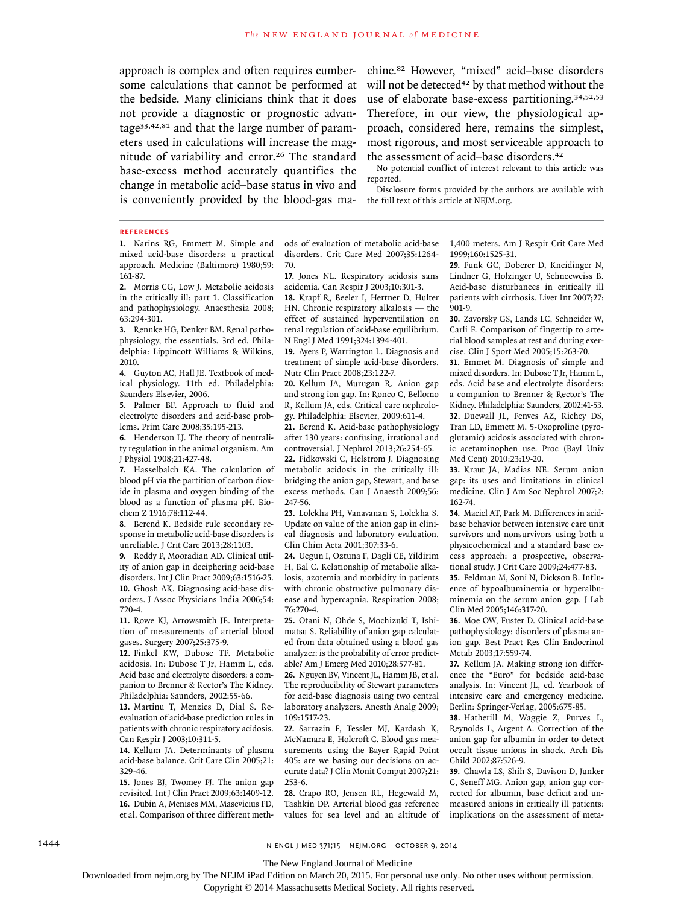approach is complex and often requires cumbersome calculations that cannot be performed at the bedside. Many clinicians think that it does not provide a diagnostic or prognostic advantage[33,42,81] and that the large number of parameters used in calculations will increase the magnitude of variability and error.[26] The standard base-excess method accurately quantifies the change in metabolic acid–base status in vivo and is conveniently provided by the blood-gas machine.[82] However, "mixed" acid–base disorders will not be detected[42] by that method without the use of elaborate base-excess partitioning.[34,52,53] Therefore, in our view, the physiological approach, considered here, remains the simplest, most rigorous, and most serviceable approach to the assessment of acid–base disorders.[42]

No potential conflict of interest relevant to this article was reported.

Disclosure forms provided by the authors are available with the full text of this article at NEJM.org.

## References

1. Narins RG, Emmett M. Simple and mixed acid-base disorders: a practical approach. Medicine (Baltimore) 1980;59:161-87.
2. Morris CG, Low J. Metabolic acidosis in the critically ill: part 1. Classification and pathophysiology. Anaesthesia 2008;63:294-301.
3. Rennke HG, Denker BM. Renal pathophysiology, the essentials. 3rd ed. Philadelphia: Lippincott Williams & Wilkins, 2010.
4. Guyton AC, Hall JE. Textbook of medical physiology. 11th ed. Philadelphia: Saunders Elsevier, 2006.
5. Palmer BF. Approach to fluid and electrolyte disorders and acid-base problems. Prim Care 2008;35:195-213.
6. Henderson LJ. The theory of neutrality regulation in the animal organism. Am J Physiol 1908;21:427-48.
7. Hasselbalch KA. The calculation of blood pH via the partition of carbon dioxide in plasma and oxygen binding of the blood as a function of plasma pH. Biochem Z 1916;78:112-44.
8. Berend K. Bedside rule secondary response in metabolic acid-base disorders is unreliable. J Crit Care 2013;28:1103.
9. Reddy P, Mooradian AD. Clinical utility of anion gap in deciphering acid-base disorders. Int J Clin Pract 2009;63:1516-25.
10. Ghosh AK. Diagnosing acid-base disorders. J Assoc Physicians India 2006;54:720-4.
11. Rowe KJ, Arrowsmith JE. Interpretation of measurements of arterial blood gases. Surgery 2007;25:375-9.
12. Finkel KW, Dubose TF. Metabolic acidosis. In: Dubose T Jr, Hamm L, eds. Acid base and electrolyte disorders: a companion to Brenner & Rector's The Kidney. Philadelphia: Saunders, 2002:55-66.
13. Martinu T, Menzies D, Dial S. Re-evaluation of acid-base prediction rules in patients with chronic respiratory acidosis. Can Respir J 2003;10:311-5.
14. Kellum JA. Determinants of plasma acid-base balance. Crit Care Clin 2005;21:329-46.
15. Jones BJ, Twomey PJ. The anion gap revisited. Int J Clin Pract 2009;63:1409-12.
16. Dubin A, Menises MM, Masevicius FD, et al. Comparison of three different methods of evaluation of metabolic acid-base disorders. Crit Care Med 2007;35:1264-70.
17. Jones NL. Respiratory acidosis sans acidemia. Can Respir J 2003;10:301-3.
18. Krapf R, Beeler I, Hertner D, Hulter HN. Chronic respiratory alkalosis — the effect of sustained hyperventilation on renal regulation of acid-base equilibrium. N Engl J Med 1991;324:1394-401.
19. Ayers P, Warrington L. Diagnosis and treatment of simple acid-base disorders. Nutr Clin Pract 2008;23:122-7.
20. Kellum JA, Murugan R. Anion gap and strong ion gap. In: Ronco C, Bellomo R, Kellum JA, eds. Critical care nephrology. Philadelphia: Elsevier, 2009:611-4.
21. Berend K. Acid-base pathophysiology after 130 years: confusing, irrational and controversial. J Nephrol 2013;26:254-65.
22. Fidkowski C, Helstrom J. Diagnosing metabolic acidosis in the critically ill: bridging the anion gap, Stewart, and base excess methods. Can J Anaesth 2009;56:247-56.
23. Lolekha PH, Vanavanan S, Lolekha S. Update on value of the anion gap in clinical diagnosis and laboratory evaluation. Clin Chim Acta 2001;307:33-6.
24. Ucgun I, Oztuna F, Dagli CE, Yildirim H, Bal C. Relationship of metabolic alkalosis, azotemia and morbidity in patients with chronic obstructive pulmonary disease and hypercapnia. Respiration 2008;76:270-4.
25. Otani N, Ohde S, Mochizuki T, Ishimatsu S. Reliability of anion gap calculated from data obtained using a blood gas analyzer: is the probability of error predictable? Am J Emerg Med 2010;28:577-81.
26. Nguyen BV, Vincent JL, Hamm JB, et al. The reproducibility of Stewart parameters for acid-base diagnosis using two central laboratory analyzers. Anesth Analg 2009;109:1517-23.
27. Sarrazin F, Tessler MJ, Kardash K, McNamara E, Holcroft C. Blood gas measurements using the Bayer Rapid Point 405: are we basing our decisions on accurate data? J Clin Monit Comput 2007;21:253-6.
28. Crapo RO, Jensen RL, Hegewald M, Tashkin DP. Arterial blood gas reference values for sea level and an altitude of 1,400 meters. Am J Respir Crit Care Med 1999;160:1525-31.
29. Funk GC, Doberer D, Kneidinger N, Lindner G, Holzinger U, Schneeweiss B. Acid-base disturbances in critically ill patients with cirrhosis. Liver Int 2007;27:901-9.
30. Zavorsky GS, Lands LC, Schneider W, Carli F. Comparison of fingertip to arterial blood samples at rest and during exercise. Clin J Sport Med 2005;15:263-70.
31. Emmet M. Diagnosis of simple and mixed disorders. In: Dubose T Jr, Hamm L, eds. Acid base and electrolyte disorders: a companion to Brenner & Rector's The Kidney. Philadelphia: Saunders, 2002:41-53.
32. Duewall JL, Fenves AZ, Richey DS, Tran LD, Emmett M. 5-Oxoproline (pyroglutamic) acidosis associated with chronic acetaminophen use. Proc (Bayl Univ Med Cent) 2010;23:19-20.
33. Kraut JA, Madias NE. Serum anion gap: its uses and limitations in clinical medicine. Clin J Am Soc Nephrol 2007;2:162-74.
34. Maciel AT, Park M. Differences in acid-base behavior between intensive care unit survivors and nonsurvivors using both a physicochemical and a standard base excess approach: a prospective, observational study. J Crit Care 2009;24:477-83.
35. Feldman M, Soni N, Dickson B. Influence of hypoalbuminemia or hyperalbuminemia on the serum anion gap. J Lab Clin Med 2005;146:317-20.
36. Moe OW, Fuster D. Clinical acid-base pathophysiology: disorders of plasma anion gap. Best Pract Res Clin Endocrinol Metab 2003;17:559-74.
37. Kellum JA. Making strong ion difference the "Euro" for bedside acid-base analysis. In: Vincent JL, ed. Yearbook of intensive care and emergency medicine. Berlin: Springer-Verlag, 2005:675-85.
38. Hatherill M, Waggie Z, Purves L, Reynolds L, Argent A. Correction of the anion gap for albumin in order to detect occult tissue anions in shock. Arch Dis Child 2002;87:526-9.
39. Chawla LS, Shih S, Davison D, Junker C, Seneff MG. Anion gap, anion gap corrected for albumin, base deficit and unmeasured anions in critically ill patients: implications on the assessment of meta-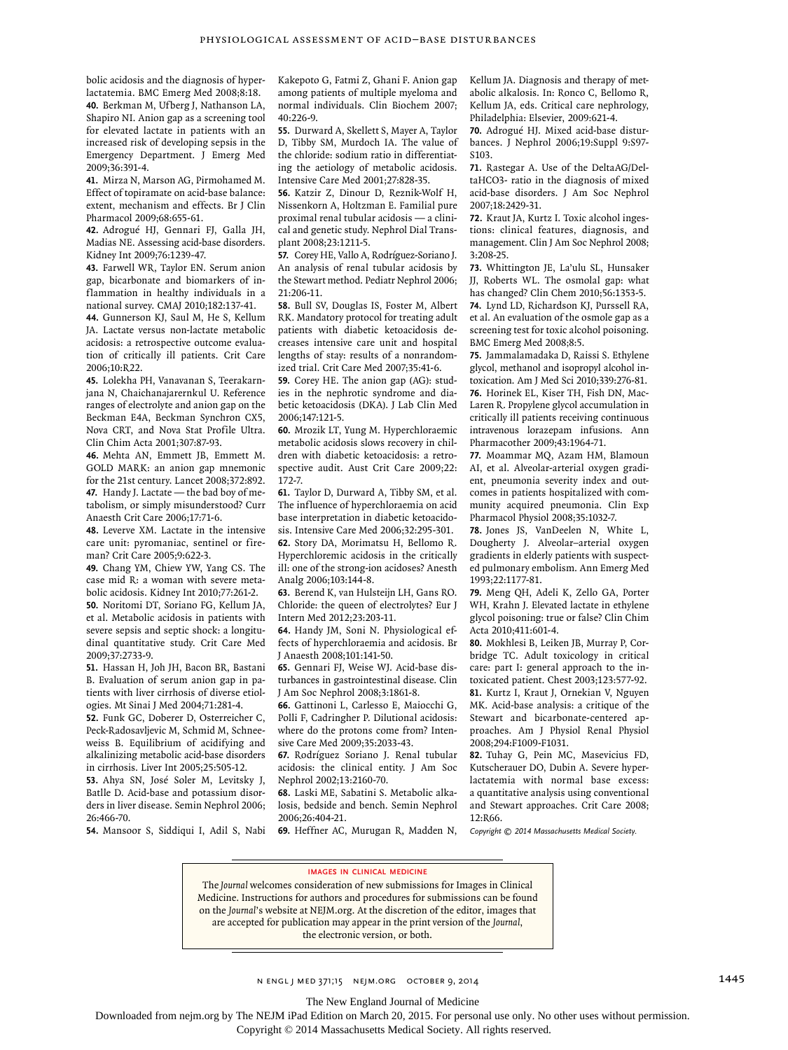bolic acidosis and the diagnosis of hyperlactatemia. BMC Emerg Med 2008;8:18.

**40.** Berkman M, Ufberg J, Nathanson LA, Shapiro NI. Anion gap as a screening tool for elevated lactate in patients with an increased risk of developing sepsis in the Emergency Department. J Emerg Med 2009;36:391-4.

**41.** Mirza N, Marson AG, Pirmohamed M. Effect of topiramate on acid-base balance: extent, mechanism and effects. Br J Clin Pharmacol 2009;68:655-61.

**42.** Adrogué HJ, Gennari FJ, Galla JH, Madias NE. Assessing acid-base disorders. Kidney Int 2009;76:1239-47.

**43.** Farwell WR, Taylor EN. Serum anion gap, bicarbonate and biomarkers of inflammation in healthy individuals in a national survey. CMAJ 2010;182:137-41.

**44.** Gunnerson KJ, Saul M, He S, Kellum JA. Lactate versus non-lactate metabolic acidosis: a retrospective outcome evaluation of critically ill patients. Crit Care 2006;10:R22.

**45.** Lolekha PH, Vanavanan S, Teerakarnjana N, Chaichanajarernkul U. Reference ranges of electrolyte and anion gap on the Beckman E4A, Beckman Synchron CX5, Nova CRT, and Nova Stat Profile Ultra. Clin Chim Acta 2001;307:87-93.

**46.** Mehta AN, Emmett JB, Emmett M. GOLD MARK: an anion gap mnemonic for the 21st century. Lancet 2008;372:892.

**47.** Handy J. Lactate — the bad boy of metabolism, or simply misunderstood? Curr Anaesth Crit Care 2006;17:71-6.

**48.** Leverve XM. Lactate in the intensive care unit: pyromaniac, sentinel or fireman? Crit Care 2005;9:622-3.

**49.** Chang YM, Chiew YW, Yang CS. The case mid R: a woman with severe metabolic acidosis. Kidney Int 2010;77:261-2.

**50.** Noritomi DT, Soriano FG, Kellum JA, et al. Metabolic acidosis in patients with severe sepsis and septic shock: a longitudinal quantitative study. Crit Care Med 2009;37:2733-9.

**51.** Hassan H, Joh JH, Bacon BR, Bastani B. Evaluation of serum anion gap in patients with liver cirrhosis of diverse etiologies. Mt Sinai J Med 2004;71:281-4.

**52.** Funk GC, Doberer D, Osterreicher C, Peck-Radosavljevic M, Schmid M, Schneeweiss B. Equilibrium of acidifying and alkalinizing metabolic acid-base disorders in cirrhosis. Liver Int 2005;25:505-12.

**53.** Ahya SN, José Soler M, Levitsky J, Batlle D. Acid-base and potassium disorders in liver disease. Semin Nephrol 2006;26:466-70.

**54.** Mansoor S, Siddiqui I, Adil S, Nabi Kakepoto G, Fatmi Z, Ghani F. Anion gap among patients of multiple myeloma and normal individuals. Clin Biochem 2007;40:226-9.

**55.** Durward A, Skellett S, Mayer A, Taylor D, Tibby SM, Murdoch IA. The value of the chloride: sodium ratio in differentiating the aetiology of metabolic acidosis. Intensive Care Med 2001;27:828-35.

**56.** Katzir Z, Dinour D, Reznik-Wolf H, Nissenkorn A, Holtzman E. Familial pure proximal renal tubular acidosis — a clinical and genetic study. Nephrol Dial Transplant 2008;23:1211-5.

**57.** Corey HE, Vallo A, Rodríguez-Soriano J. An analysis of renal tubular acidosis by the Stewart method. Pediatr Nephrol 2006;21:206-11.

**58.** Bull SV, Douglas IS, Foster M, Albert RK. Mandatory protocol for treating adult patients with diabetic ketoacidosis decreases intensive care unit and hospital lengths of stay: results of a nonrandomized trial. Crit Care Med 2007;35:41-6.

**59.** Corey HE. The anion gap (AG): studies in the nephrotic syndrome and diabetic ketoacidosis (DKA). J Lab Clin Med 2006;147:121-5.

**60.** Mrozik LT, Yung M. Hyperchloraemic metabolic acidosis slows recovery in children with diabetic ketoacidosis: a retrospective audit. Aust Crit Care 2009;22:172-7.

**61.** Taylor D, Durward A, Tibby SM, et al. The influence of hyperchloraemia on acid base interpretation in diabetic ketoacidosis. Intensive Care Med 2006;32:295-301.

**62.** Story DA, Morimatsu H, Bellomo R. Hyperchloremic acidosis in the critically ill: one of the strong-ion acidoses? Anesth Analg 2006;103:144-8.

**63.** Berend K, van Hulsteijn LH, Gans RO. Chloride: the queen of electrolytes? Eur J Intern Med 2012;23:203-11.

**64.** Handy JM, Soni N. Physiological effects of hyperchloraemia and acidosis. Br J Anaesth 2008;101:141-50.

**65.** Gennari FJ, Weise WJ. Acid-base disturbances in gastrointestinal disease. Clin J Am Soc Nephrol 2008;3:1861-8.

**66.** Gattinoni L, Carlesso E, Maiocchi G, Polli F, Cadringher P. Dilutional acidosis: where do the protons come from? Intensive Care Med 2009;35:2033-43.

**67.** Rodríguez Soriano J. Renal tubular acidosis: the clinical entity. J Am Soc Nephrol 2002;13:2160-70.

**68.** Laski ME, Sabatini S. Metabolic alkalosis, bedside and bench. Semin Nephrol 2006;26:404-21.

**69.** Heffner AC, Murugan R, Madden N, Kellum JA. Diagnosis and therapy of metabolic alkalosis. In: Ronco C, Bellomo R, Kellum JA, eds. Critical care nephrology, Philadelphia: Elsevier, 2009:621-4.

**70.** Adrogué HJ. Mixed acid-base disturbances. J Nephrol 2006;19:Suppl 9:S97-S103.

**71.** Rastegar A. Use of the DeltaAG/DeltaHCO3- ratio in the diagnosis of mixed acid-base disorders. J Am Soc Nephrol 2007;18:2429-31.

**72.** Kraut JA, Kurtz I. Toxic alcohol ingestions: clinical features, diagnosis, and management. Clin J Am Soc Nephrol 2008;3:208-25.

**73.** Whittington JE, La'ulu SL, Hunsaker JJ, Roberts WL. The osmolal gap: what has changed? Clin Chem 2010;56:1353-5.

**74.** Lynd LD, Richardson KJ, Purssell RA, et al. An evaluation of the osmole gap as a screening test for toxic alcohol poisoning. BMC Emerg Med 2008;8:5.

**75.** Jammalamadaka D, Raissi S. Ethylene glycol, methanol and isopropyl alcohol intoxication. Am J Med Sci 2010;339:276-81.

**76.** Horinek EL, Kiser TH, Fish DN, MacLaren R. Propylene glycol accumulation in critically ill patients receiving continuous intravenous lorazepam infusions. Ann Pharmacother 2009;43:1964-71.

**77.** Moammar MQ, Azam HM, Blamoun AI, et al. Alveolar-arterial oxygen gradient, pneumonia severity index and outcomes in patients hospitalized with community acquired pneumonia. Clin Exp Pharmacol Physiol 2008;35:1032-7.

**78.** Jones JS, VanDeelen N, White L, Dougherty J. Alveolar–arterial oxygen gradients in elderly patients with suspected pulmonary embolism. Ann Emerg Med 1993;22:1177-81.

**79.** Meng QH, Adeli K, Zello GA, Porter WH, Krahn J. Elevated lactate in ethylene glycol poisoning: true or false? Clin Chim Acta 2010;411:601-4.

**80.** Mokhlesi B, Leiken JB, Murray P, Corbridge TC. Adult toxicology in critical care: part I: general approach to the intoxicated patient. Chest 2003;123:577-92.

**81.** Kurtz I, Kraut J, Ornekian V, Nguyen MK. Acid-base analysis: a critique of the Stewart and bicarbonate-centered approaches. Am J Physiol Renal Physiol 2008;294:F1009-F1031.

**82.** Tuhay G, Pein MC, Masevicius FD, Kutscherauer DO, Dubin A. Severe hyperlactatemia with normal base excess: a quantitative analysis using conventional and Stewart approaches. Crit Care 2008;12:R66.

*Copyright © 2014 Massachusetts Medical Society.*

### IMAGES IN CLINICAL MEDICINE

The *Journal* welcomes consideration of new submissions for Images in Clinical Medicine. Instructions for authors and procedures for submissions can be found on the *Journal*'s website at NEJM.org. At the discretion of the editor, images that are accepted for publication may appear in the print version of the *Journal*, the electronic version, or both.